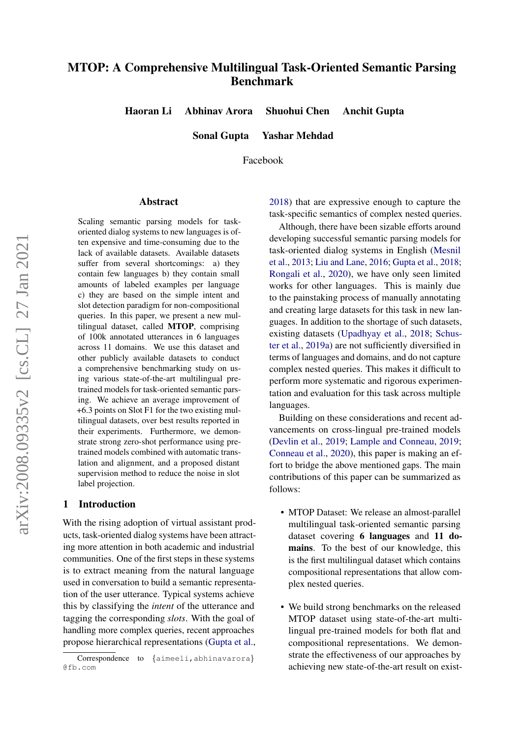# MTOP: A Comprehensive Multilingual Task-Oriented Semantic Parsing Benchmark

**Haoran Li  Abhinav Arora  Shuohui Chen  Anchit Gupta**

**Sonal Gupta  Yashar Mehdad**

Facebook

## Abstract

Scaling semantic parsing models for task-oriented dialog systems to new languages is often expensive and time-consuming due to the lack of available datasets. Available datasets suffer from several shortcomings: a) they contain few languages b) they contain small amounts of labeled examples per language c) they are based on the simple intent and slot detection paradigm for non-compositional queries. In this paper, we present a new multilingual dataset, called **MTOP**, comprising of 100k annotated utterances in 6 languages across 11 domains. We use this dataset and other publicly available datasets to conduct a comprehensive benchmarking study on using various state-of-the-art multilingual pre-trained models for task-oriented semantic parsing. We achieve an average improvement of +6.3 points on Slot F1 for the two existing multilingual datasets, over best results reported in their experiments. Furthermore, we demonstrate strong zero-shot performance using pre-trained models combined with automatic translation and alignment, and a proposed distant supervision method to reduce the noise in slot label projection.

## 1 Introduction

With the rising adoption of virtual assistant products, task-oriented dialog systems have been attracting more attention in both academic and industrial communities. One of the first steps in these systems is to extract meaning from the natural language used in conversation to build a semantic representation of the user utterance. Typical systems achieve this by classifying the *intent* of the utterance and tagging the corresponding *slots*. With the goal of handling more complex queries, recent approaches propose hierarchical representations (Gupta et al., 2018) that are expressive enough to capture the task-specific semantics of complex nested queries.

Although, there have been sizable efforts around developing successful semantic parsing models for task-oriented dialog systems in English (Mesnil et al., 2013; Liu and Lane, 2016; Gupta et al., 2018; Rongali et al., 2020), we have only seen limited works for other languages. This is mainly due to the painstaking process of manually annotating and creating large datasets for this task in new languages. In addition to the shortage of such datasets, existing datasets (Upadhyay et al., 2018; Schuster et al., 2019a) are not sufficiently diversified in terms of languages and domains, and do not capture complex nested queries. This makes it difficult to perform more systematic and rigorous experimentation and evaluation for this task across multiple languages.

Building on these considerations and recent advancements on cross-lingual pre-trained models (Devlin et al., 2019; Lample and Conneau, 2019; Conneau et al., 2020), this paper is making an effort to bridge the above mentioned gaps. The main contributions of this paper can be summarized as follows:

- MTOP Dataset: We release an almost-parallel multilingual task-oriented semantic parsing dataset covering **6 languages** and **11 domains**. To the best of our knowledge, this is the first multilingual dataset which contains compositional representations that allow complex nested queries.
- We build strong benchmarks on the released MTOP dataset using state-of-the-art multilingual pre-trained models for both flat and compositional representations. We demonstrate the effectiveness of our approaches by achieving new state-of-the-art result on exist-

Correspondence to {aimeeli,abhinavarora}@fb.com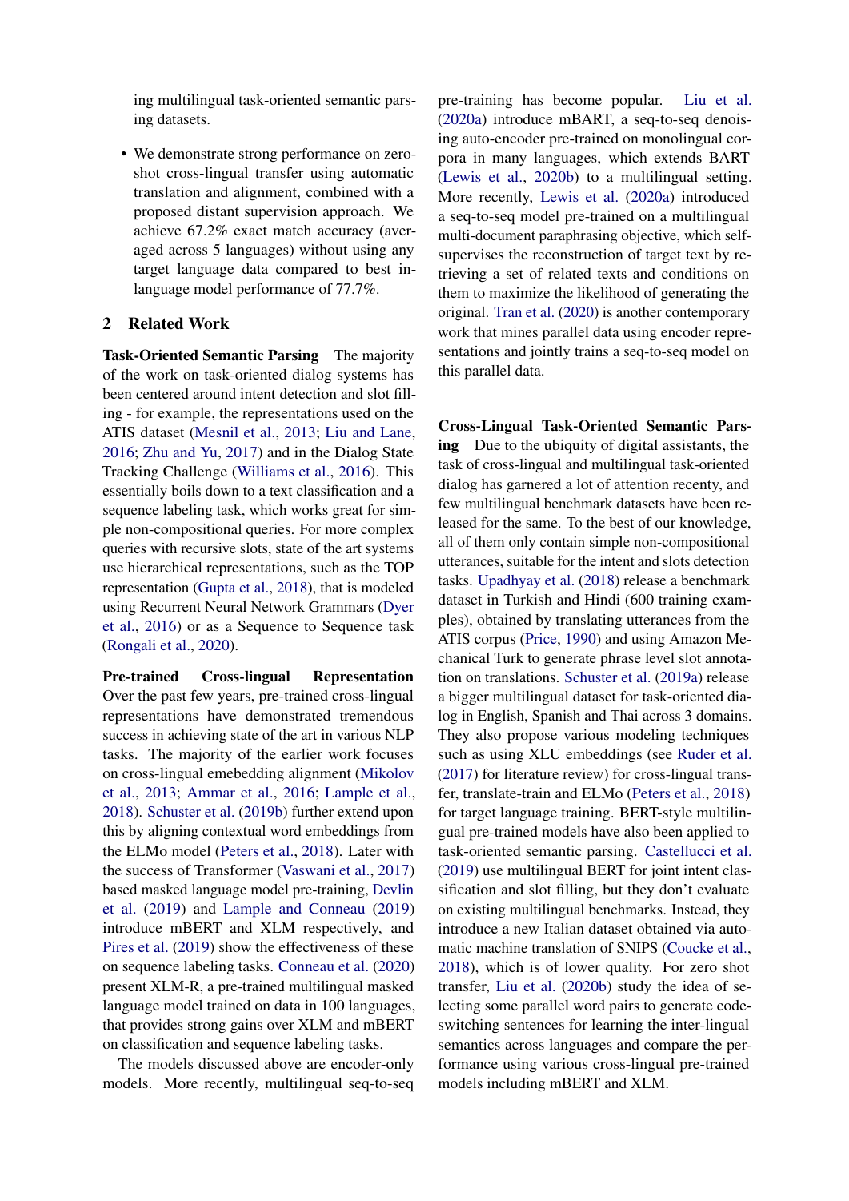ing multilingual task-oriented semantic parsing datasets.

- We demonstrate strong performance on zero-shot cross-lingual transfer using automatic translation and alignment, combined with a proposed distant supervision approach. We achieve 67.2% exact match accuracy (averaged across 5 languages) without using any target language data compared to best in-language model performance of 77.7%.

## 2 Related Work

**Task-Oriented Semantic Parsing** The majority of the work on task-oriented dialog systems has been centered around intent detection and slot filling - for example, the representations used on the ATIS dataset (Mesnil et al., 2013; Liu and Lane, 2016; Zhu and Yu, 2017) and in the Dialog State Tracking Challenge (Williams et al., 2016). This essentially boils down to a text classification and a sequence labeling task, which works great for simple non-compositional queries. For more complex queries with recursive slots, state of the art systems use hierarchical representations, such as the TOP representation (Gupta et al., 2018), that is modeled using Recurrent Neural Network Grammars (Dyer et al., 2016) or as a Sequence to Sequence task (Rongali et al., 2020).

**Pre-trained Cross-lingual Representation** Over the past few years, pre-trained cross-lingual representations have demonstrated tremendous success in achieving state of the art in various NLP tasks. The majority of the earlier work focuses on cross-lingual emebedding alignment (Mikolov et al., 2013; Ammar et al., 2016; Lample et al., 2018). Schuster et al. (2019b) further extend upon this by aligning contextual word embeddings from the ELMo model (Peters et al., 2018). Later with the success of Transformer (Vaswani et al., 2017) based masked language model pre-training, Devlin et al. (2019) and Lample and Conneau (2019) introduce mBERT and XLM respectively, and Pires et al. (2019) show the effectiveness of these on sequence labeling tasks. Conneau et al. (2020) present XLM-R, a pre-trained multilingual masked language model trained on data in 100 languages, that provides strong gains over XLM and mBERT on classification and sequence labeling tasks.

The models discussed above are encoder-only models. More recently, multilingual seq-to-seq pre-training has become popular. Liu et al. (2020a) introduce mBART, a seq-to-seq denoising auto-encoder pre-trained on monolingual corpora in many languages, which extends BART (Lewis et al., 2020b) to a multilingual setting. More recently, Lewis et al. (2020a) introduced a seq-to-seq model pre-trained on a multilingual multi-document paraphrasing objective, which self-supervises the reconstruction of target text by retrieving a set of related texts and conditions on them to maximize the likelihood of generating the original. Tran et al. (2020) is another contemporary work that mines parallel data using encoder representations and jointly trains a seq-to-seq model on this parallel data.

**Cross-Lingual Task-Oriented Semantic Parsing** Due to the ubiquity of digital assistants, the task of cross-lingual and multilingual task-oriented dialog has garnered a lot of attention recenty, and few multilingual benchmark datasets have been released for the same. To the best of our knowledge, all of them only contain simple non-compositional utterances, suitable for the intent and slots detection tasks. Upadhyay et al. (2018) release a benchmark dataset in Turkish and Hindi (600 training examples), obtained by translating utterances from the ATIS corpus (Price, 1990) and using Amazon Mechanical Turk to generate phrase level slot annotation on translations. Schuster et al. (2019a) release a bigger multilingual dataset for task-oriented dialog in English, Spanish and Thai across 3 domains. They also propose various modeling techniques such as using XLU embeddings (see Ruder et al. (2017) for literature review) for cross-lingual transfer, translate-train and ELMo (Peters et al., 2018) for target language training. BERT-style multilingual pre-trained models have also been applied to task-oriented semantic parsing. Castellucci et al. (2019) use multilingual BERT for joint intent classification and slot filling, but they don't evaluate on existing multilingual benchmarks. Instead, they introduce a new Italian dataset obtained via automatic machine translation of SNIPS (Coucke et al., 2018), which is of lower quality. For zero shot transfer, Liu et al. (2020b) study the idea of selecting some parallel word pairs to generate code-switching sentences for learning the inter-lingual semantics across languages and compare the performance using various cross-lingual pre-trained models including mBERT and XLM.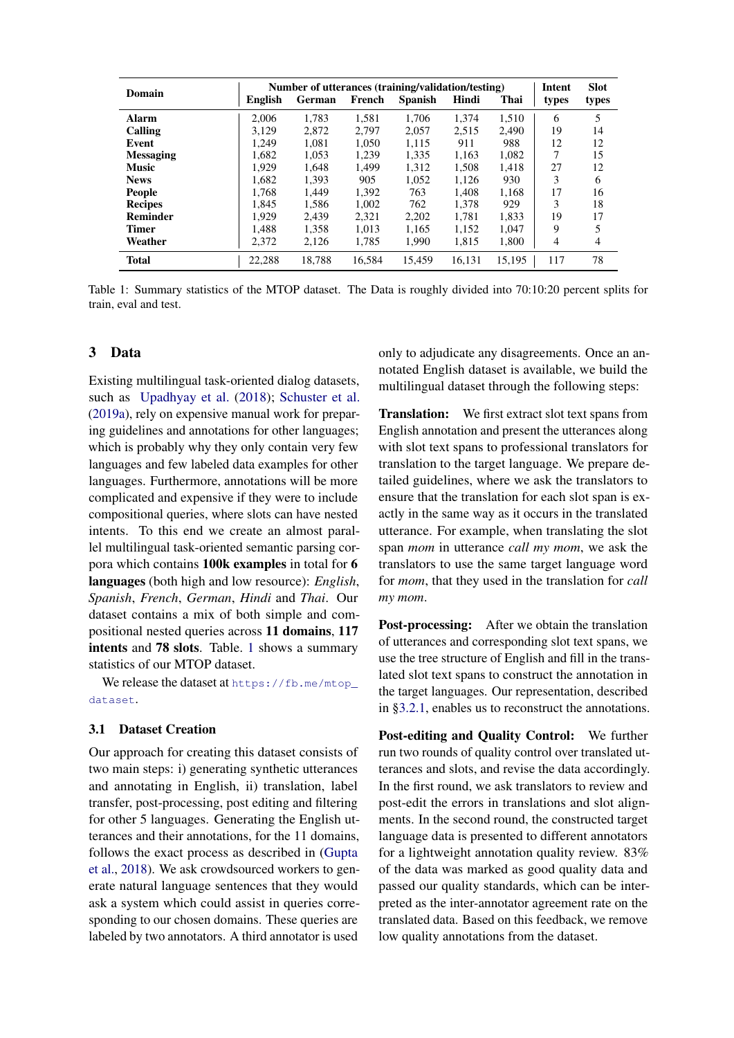| Domain | Number of utterances (training/validation/testing) | | | | | | Intent types | Slot types |
|---|---|---|---|---|---|---|---|---|
| | English | German | French | Spanish | Hindi | Thai | | |
| **Alarm** | 2,006 | 1,783 | 1,581 | 1,706 | 1,374 | 1,510 | 6 | 5 |
| **Calling** | 3,129 | 2,872 | 2,797 | 2,057 | 2,515 | 2,490 | 19 | 14 |
| **Event** | 1,249 | 1,081 | 1,050 | 1,115 | 911 | 988 | 12 | 12 |
| **Messaging** | 1,682 | 1,053 | 1,239 | 1,335 | 1,163 | 1,082 | 7 | 15 |
| **Music** | 1,929 | 1,648 | 1,499 | 1,312 | 1,508 | 1,418 | 27 | 12 |
| **News** | 1,682 | 1,393 | 905 | 1,052 | 1,126 | 930 | 3 | 6 |
| **People** | 1,768 | 1,449 | 1,392 | 763 | 1,408 | 1,168 | 17 | 16 |
| **Recipes** | 1,845 | 1,586 | 1,002 | 762 | 1,378 | 929 | 3 | 18 |
| **Reminder** | 1,929 | 2,439 | 2,321 | 2,202 | 1,781 | 1,833 | 19 | 17 |
| **Timer** | 1,488 | 1,358 | 1,013 | 1,165 | 1,152 | 1,047 | 9 | 5 |
| **Weather** | 2,372 | 2,126 | 1,785 | 1,990 | 1,815 | 1,800 | 4 | 4 |
| **Total** | 22,288 | 18,788 | 16,584 | 15,459 | 16,131 | 15,195 | 117 | 78 |

Table 1: Summary statistics of the MTOP dataset. The Data is roughly divided into 70:10:20 percent splits for train, eval and test.

## 3 Data

Existing multilingual task-oriented dialog datasets, such as Upadhyay et al. (2018); Schuster et al. (2019a), rely on expensive manual work for preparing guidelines and annotations for other languages; which is probably why they only contain very few languages and few labeled data examples for other languages. Furthermore, annotations will be more complicated and expensive if they were to include compositional queries, where slots can have nested intents. To this end we create an almost parallel multilingual task-oriented semantic parsing corpora which contains **100k examples** in total for **6 languages** (both high and low resource): *English*, *Spanish*, *French*, *German*, *Hindi* and *Thai*. Our dataset contains a mix of both simple and compositional nested queries across **11 domains**, **117 intents** and **78 slots**. Table. 1 shows a summary statistics of our MTOP dataset.

We release the dataset at https://fb.me/mtop_dataset.

### 3.1 Dataset Creation

Our approach for creating this dataset consists of two main steps: i) generating synthetic utterances and annotating in English, ii) translation, label transfer, post-processing, post editing and filtering for other 5 languages. Generating the English utterances and their annotations, for the 11 domains, follows the exact process as described in (Gupta et al., 2018). We ask crowdsourced workers to generate natural language sentences that they would ask a system which could assist in queries corresponding to our chosen domains. These queries are labeled by two annotators. A third annotator is used only to adjudicate any disagreements. Once an annotated English dataset is available, we build the multilingual dataset through the following steps:

**Translation:** We first extract slot text spans from English annotation and present the utterances along with slot text spans to professional translators for translation to the target language. We prepare detailed guidelines, where we ask the translators to ensure that the translation for each slot span is exactly in the same way as it occurs in the translated utterance. For example, when translating the slot span *mom* in utterance *call my mom*, we ask the translators to use the same target language word for *mom*, that they used in the translation for *call my mom*.

**Post-processing:** After we obtain the translation of utterances and corresponding slot text spans, we use the tree structure of English and fill in the translated slot text spans to construct the annotation in the target languages. Our representation, described in §3.2.1, enables us to reconstruct the annotations.

**Post-editing and Quality Control:** We further run two rounds of quality control over translated utterances and slots, and revise the data accordingly. In the first round, we ask translators to review and post-edit the errors in translations and slot alignments. In the second round, the constructed target language data is presented to different annotators for a lightweight annotation quality review. 83% of the data was marked as good quality data and passed our quality standards, which can be interpreted as the inter-annotator agreement rate on the translated data. Based on this feedback, we remove low quality annotations from the dataset.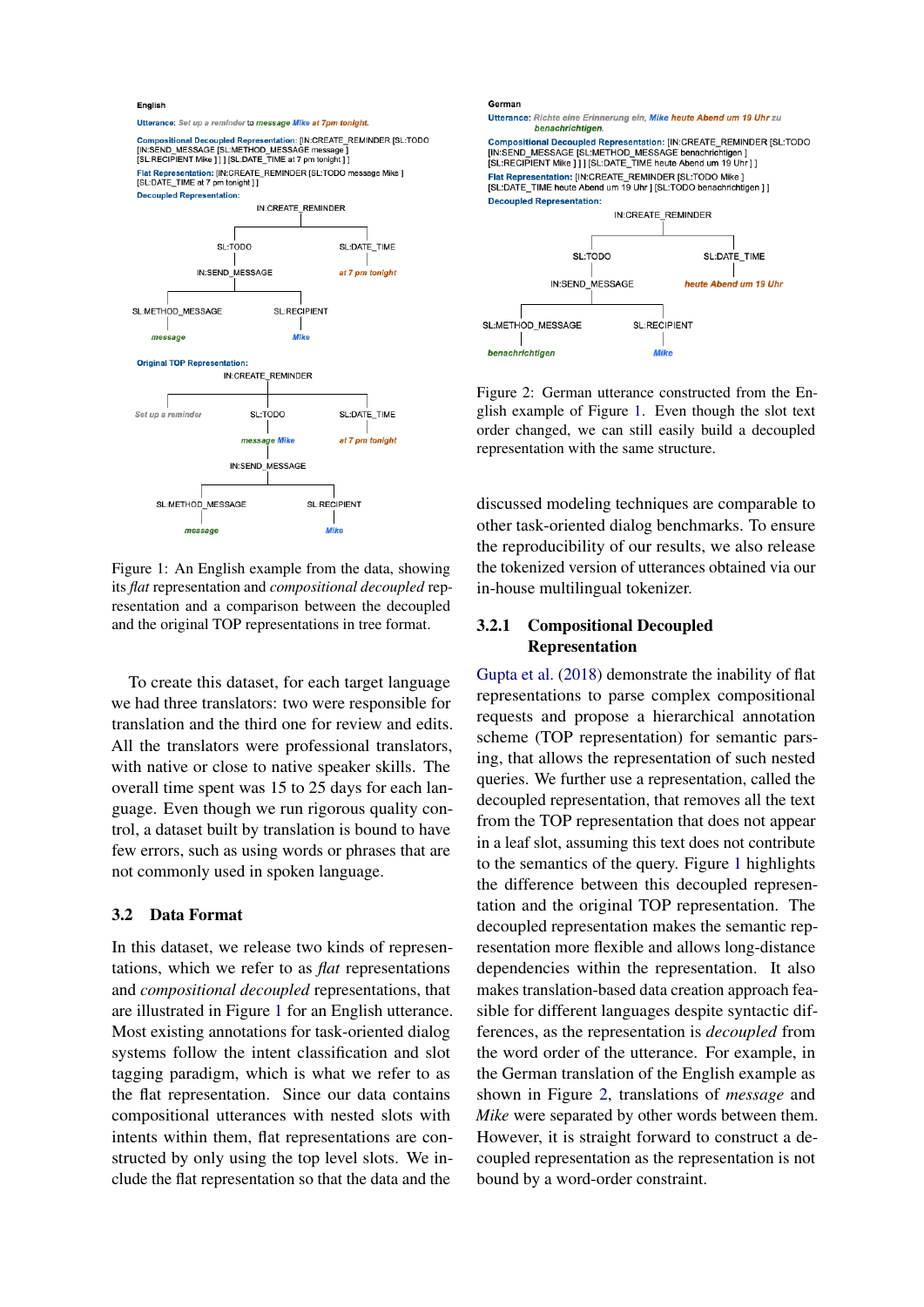English

Utterance: Set up a reminder to message Mike at 7pm tonight.

Compositional Decoupled Representation: [IN:CREATE_REMINDER [SL:TODO [IN:SEND_MESSAGE [SL:METHOD_MESSAGE message ] [SL:RECIPIENT Mike ] ] ] [SL:DATE_TIME at 7 pm tonight ] ]

Flat Representation: [IN:CREATE_REMINDER [SL:TODO message Mike ] [SL:DATE_TIME at 7 pm tonight ] ]

Decoupled Representation:

Original TOP Representation:

Figure 1: An English example from the data, showing its *flat* representation and *compositional decoupled* representation and a comparison between the decoupled and the original TOP representations in tree format.

German

Utterance: Richte eine Erinnerung ein, Mike heute Abend um 19 Uhr zu benachrichtigen.

Compositional Decoupled Representation: [IN:CREATE_REMINDER [SL:TODO [IN:SEND_MESSAGE [SL:METHOD_MESSAGE benachrichtigen ] [SL:RECIPIENT Mike ] ] ] [SL:DATE_TIME heute Abend um 19 Uhr ] ]

Flat Representation: [IN:CREATE_REMINDER [SL:TODO Mike ] [SL:DATE_TIME heute Abend um 19 Uhr ] [SL:TODO benachrichtigen ] ]

Decoupled Representation:

Figure 2: German utterance constructed from the English example of Figure 1. Even though the slot text order changed, we can still easily build a decoupled representation with the same structure.

To create this dataset, for each target language we had three translators: two were responsible for translation and the third one for review and edits. All the translators were professional translators, with native or close to native speaker skills. The overall time spent was 15 to 25 days for each language. Even though we run rigorous quality control, a dataset built by translation is bound to have few errors, such as using words or phrases that are not commonly used in spoken language.

## 3.2 Data Format

In this dataset, we release two kinds of representations, which we refer to as *flat* representations and *compositional decoupled* representations, that are illustrated in Figure 1 for an English utterance. Most existing annotations for task-oriented dialog systems follow the intent classification and slot tagging paradigm, which is what we refer to as the flat representation. Since our data contains compositional utterances with nested slots with intents within them, flat representations are constructed by only using the top level slots. We include the flat representation so that the data and the discussed modeling techniques are comparable to other task-oriented dialog benchmarks. To ensure the reproducibility of our results, we also release the tokenized version of utterances obtained via our in-house multilingual tokenizer.

### 3.2.1 Compositional Decoupled Representation

Gupta et al. (2018) demonstrate the inability of flat representations to parse complex compositional requests and propose a hierarchical annotation scheme (TOP representation) for semantic parsing, that allows the representation of such nested queries. We further use a representation, called the decoupled representation, that removes all the text from the TOP representation that does not appear in a leaf slot, assuming this text does not contribute to the semantics of the query. Figure 1 highlights the difference between this decoupled representation and the original TOP representation. The decoupled representation makes the semantic representation more flexible and allows long-distance dependencies within the representation. It also makes translation-based data creation approach feasible for different languages despite syntactic differences, as the representation is *decoupled* from the word order of the utterance. For example, in the German translation of the English example as shown in Figure 2, translations of *message* and *Mike* were separated by other words between them. However, it is straight forward to construct a decoupled representation as the representation is not bound by a word-order constraint.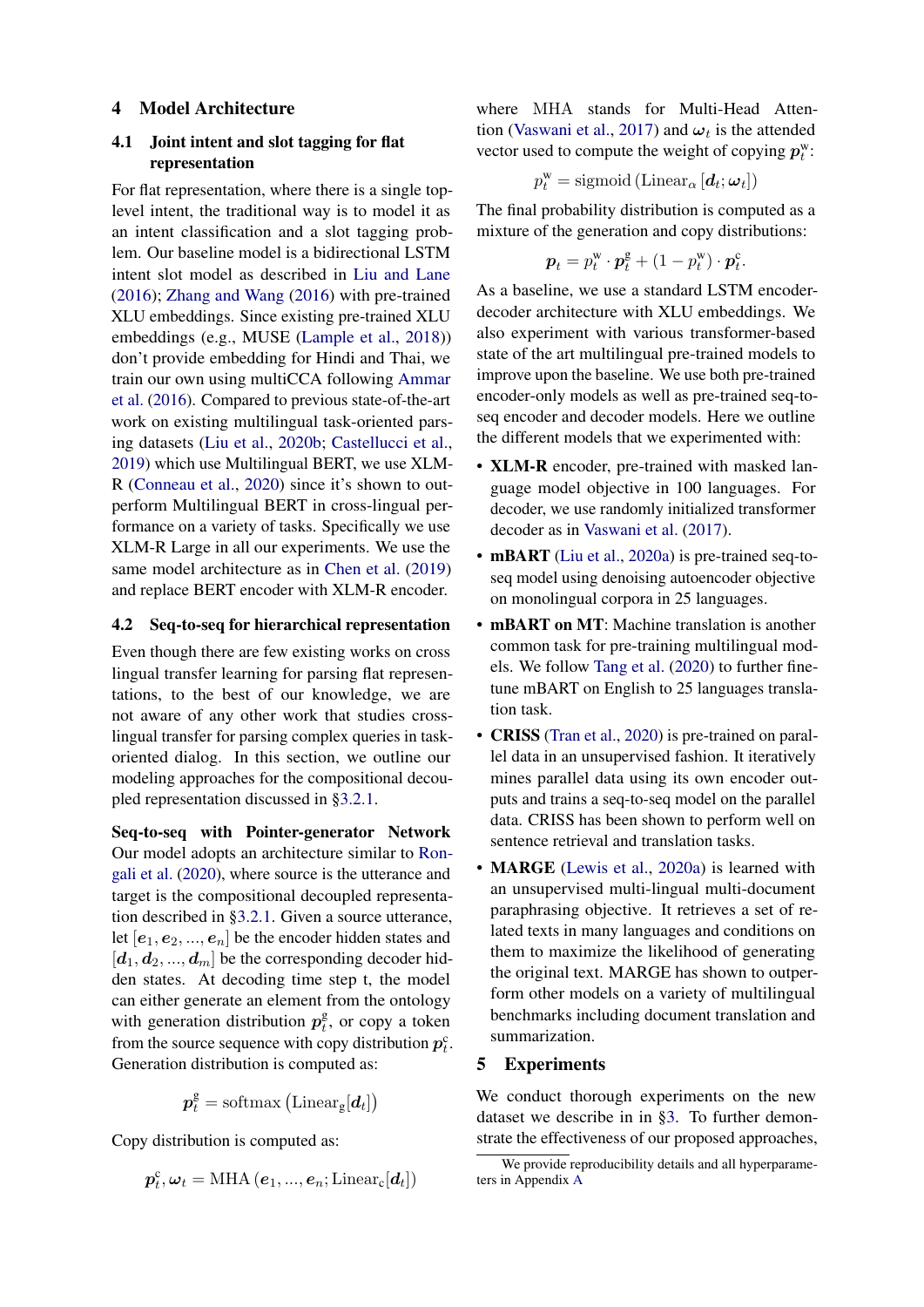## 4 Model Architecture

### 4.1 Joint intent and slot tagging for flat representation

For flat representation, where there is a single top-level intent, the traditional way is to model it as an intent classification and a slot tagging problem. Our baseline model is a bidirectional LSTM intent slot model as described in Liu and Lane (2016); Zhang and Wang (2016) with pre-trained XLU embeddings. Since existing pre-trained XLU embeddings (e.g., MUSE (Lample et al., 2018)) don't provide embedding for Hindi and Thai, we train our own using multiCCA following Ammar et al. (2016). Compared to previous state-of-the-art work on existing multilingual task-oriented parsing datasets (Liu et al., 2020b; Castellucci et al., 2019) which use Multilingual BERT, we use XLM-R (Conneau et al., 2020) since it's shown to outperform Multilingual BERT in cross-lingual performance on a variety of tasks. Specifically we use XLM-R Large in all our experiments. We use the same model architecture as in Chen et al. (2019) and replace BERT encoder with XLM-R encoder.

### 4.2 Seq-to-seq for hierarchical representation

Even though there are few existing works on cross lingual transfer learning for parsing flat representations, to the best of our knowledge, we are not aware of any other work that studies cross-lingual transfer for parsing complex queries in task-oriented dialog. In this section, we outline our modeling approaches for the compositional decoupled representation discussed in §3.2.1.

**Seq-to-seq with Pointer-generator Network** Our model adopts an architecture similar to Rongali et al. (2020), where source is the utterance and target is the compositional decoupled representation described in §3.2.1. Given a source utterance, let $[\boldsymbol{e}_1, \boldsymbol{e}_2, ..., \boldsymbol{e}_n]$ be the encoder hidden states and $[\boldsymbol{d}_1, \boldsymbol{d}_2, ..., \boldsymbol{d}_m]$ be the corresponding decoder hidden states. At decoding time step t, the model can either generate an element from the ontology with generation distribution $\boldsymbol{p}_t^{\mathrm{g}}$, or copy a token from the source sequence with copy distribution $\boldsymbol{p}_t^{\mathrm{c}}$. Generation distribution is computed as:

$$\boldsymbol{p}_t^{\mathrm{g}} = \mathrm{softmax}\left(\mathrm{Linear}_{\mathrm{g}}[\boldsymbol{d}_t]\right)$$

Copy distribution is computed as:

$$\boldsymbol{p}_t^{\mathrm{c}}, \boldsymbol{\omega}_t = \mathrm{MHA}\left(\boldsymbol{e}_1, ..., \boldsymbol{e}_n; \mathrm{Linear}_{\mathrm{c}}[\boldsymbol{d}_t]\right)$$

where MHA stands for Multi-Head Attention (Vaswani et al., 2017) and $\boldsymbol{\omega}_t$ is the attended vector used to compute the weight of copying $\boldsymbol{p}_t^{\mathrm{w}}$:

$$p_t^{\mathrm{w}} = \mathrm{sigmoid}\left(\mathrm{Linear}_{\alpha}\left[\boldsymbol{d}_t; \boldsymbol{\omega}_t\right]\right)$$

The final probability distribution is computed as a mixture of the generation and copy distributions:

$$\boldsymbol{p}_t = p_t^{\mathrm{w}} \cdot \boldsymbol{p}_t^{\mathrm{g}} + (1 - p_t^{\mathrm{w}}) \cdot \boldsymbol{p}_t^{\mathrm{c}}.$$

As a baseline, we use a standard LSTM encoder-decoder architecture with XLU embeddings. We also experiment with various transformer-based state of the art multilingual pre-trained models to improve upon the baseline. We use both pre-trained encoder-only models as well as pre-trained seq-to-seq encoder and decoder models. Here we outline the different models that we experimented with:

- **XLM-R** encoder, pre-trained with masked language model objective in 100 languages. For decoder, we use randomly initialized transformer decoder as in Vaswani et al. (2017).
- **mBART** (Liu et al., 2020a) is pre-trained seq-to-seq model using denoising autoencoder objective on monolingual corpora in 25 languages.
- **mBART on MT**: Machine translation is another common task for pre-training multilingual models. We follow Tang et al. (2020) to further fine-tune mBART on English to 25 languages translation task.
- **CRISS** (Tran et al., 2020) is pre-trained on parallel data in an unsupervised fashion. It iteratively mines parallel data using its own encoder outputs and trains a seq-to-seq model on the parallel data. CRISS has been shown to perform well on sentence retrieval and translation tasks.
- **MARGE** (Lewis et al., 2020a) is learned with an unsupervised multi-lingual multi-document paraphrasing objective. It retrieves a set of related texts in many languages and conditions on them to maximize the likelihood of generating the original text. MARGE has shown to outperform other models on a variety of multilingual benchmarks including document translation and summarization.

## 5 Experiments

We conduct thorough experiments on the new dataset we describe in in §3. To further demonstrate the effectiveness of our proposed approaches,

We provide reproducibility details and all hyperparameters in Appendix A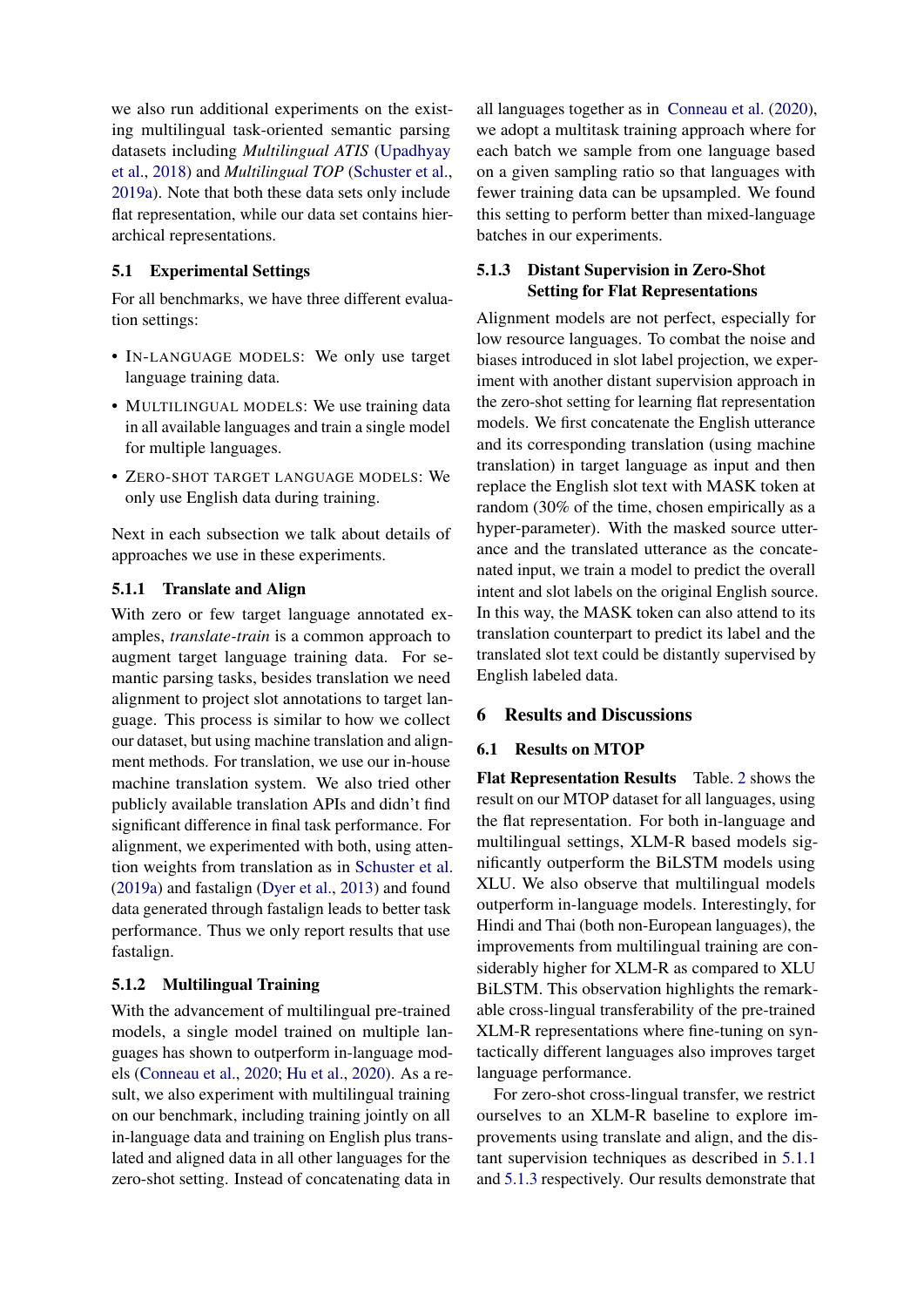we also run additional experiments on the existing multilingual task-oriented semantic parsing datasets including *Multilingual ATIS* (Upadhyay et al., 2018) and *Multilingual TOP* (Schuster et al., 2019a). Note that both these data sets only include flat representation, while our data set contains hierarchical representations.

### 5.1 Experimental Settings

For all benchmarks, we have three different evaluation settings:

- IN-LANGUAGE MODELS: We only use target language training data.
- MULTILINGUAL MODELS: We use training data in all available languages and train a single model for multiple languages.
- ZERO-SHOT TARGET LANGUAGE MODELS: We only use English data during training.

Next in each subsection we talk about details of approaches we use in these experiments.

#### 5.1.1 Translate and Align

With zero or few target language annotated examples, *translate-train* is a common approach to augment target language training data. For semantic parsing tasks, besides translation we need alignment to project slot annotations to target language. This process is similar to how we collect our dataset, but using machine translation and alignment methods. For translation, we use our in-house machine translation system. We also tried other publicly available translation APIs and didn't find significant difference in final task performance. For alignment, we experimented with both, using attention weights from translation as in Schuster et al. (2019a) and fastalign (Dyer et al., 2013) and found data generated through fastalign leads to better task performance. Thus we only report results that use fastalign.

#### 5.1.2 Multilingual Training

With the advancement of multilingual pre-trained models, a single model trained on multiple languages has shown to outperform in-language models (Conneau et al., 2020; Hu et al., 2020). As a result, we also experiment with multilingual training on our benchmark, including training jointly on all in-language data and training on English plus translated and aligned data in all other languages for the zero-shot setting. Instead of concatenating data in all languages together as in Conneau et al. (2020), we adopt a multitask training approach where for each batch we sample from one language based on a given sampling ratio so that languages with fewer training data can be upsampled. We found this setting to perform better than mixed-language batches in our experiments.

#### 5.1.3 Distant Supervision in Zero-Shot Setting for Flat Representations

Alignment models are not perfect, especially for low resource languages. To combat the noise and biases introduced in slot label projection, we experiment with another distant supervision approach in the zero-shot setting for learning flat representation models. We first concatenate the English utterance and its corresponding translation (using machine translation) in target language as input and then replace the English slot text with MASK token at random (30% of the time, chosen empirically as a hyper-parameter). With the masked source utterance and the translated utterance as the concatenated input, we train a model to predict the overall intent and slot labels on the original English source. In this way, the MASK token can also attend to its translation counterpart to predict its label and the translated slot text could be distantly supervised by English labeled data.

## 6 Results and Discussions

### 6.1 Results on MTOP

**Flat Representation Results** Table. 2 shows the result on our MTOP dataset for all languages, using the flat representation. For both in-language and multilingual settings, XLM-R based models significantly outperform the BiLSTM models using XLU. We also observe that multilingual models outperform in-language models. Interestingly, for Hindi and Thai (both non-European languages), the improvements from multilingual training are considerably higher for XLM-R as compared to XLU BiLSTM. This observation highlights the remarkable cross-lingual transferability of the pre-trained XLM-R representations where fine-tuning on syntactically different languages also improves target language performance.

For zero-shot cross-lingual transfer, we restrict ourselves to an XLM-R baseline to explore improvements using translate and align, and the distant supervision techniques as described in 5.1.1 and 5.1.3 respectively. Our results demonstrate that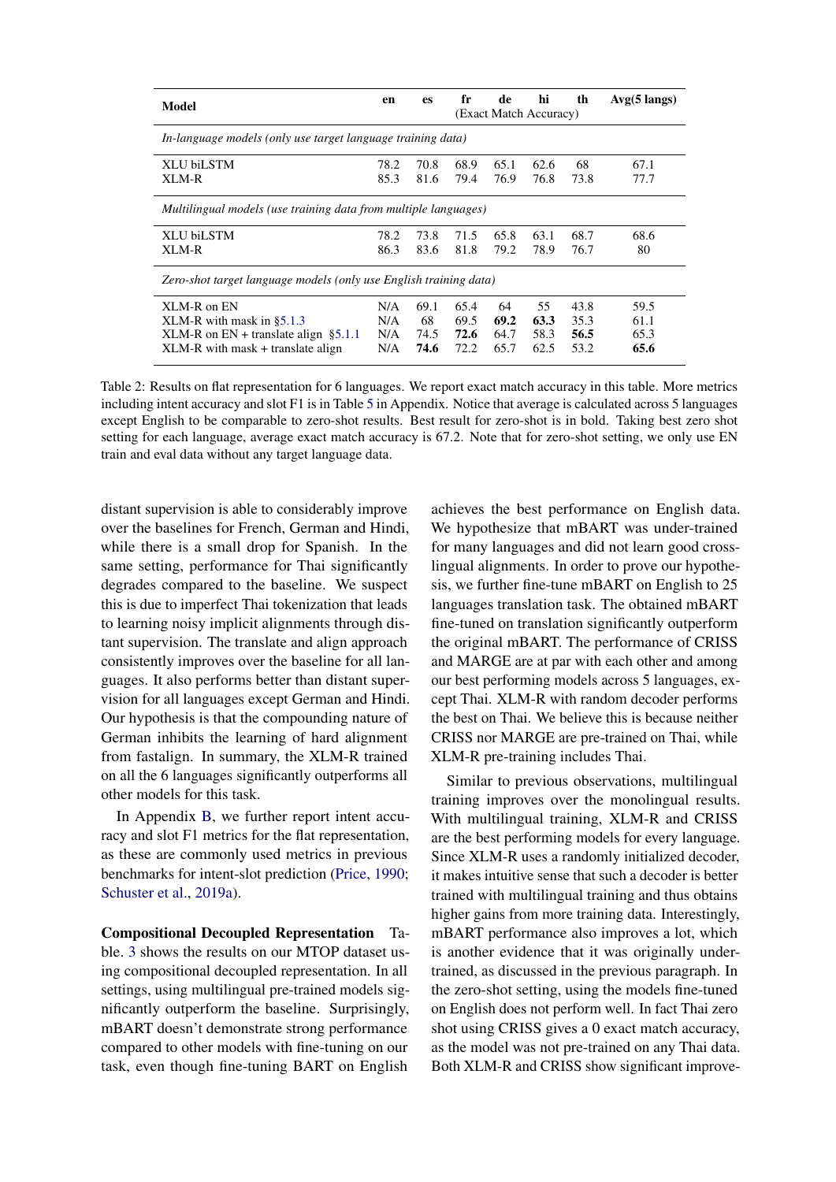| Model | en | es | fr | de | hi | th | Avg(5 langs) |
|---|---|---|---|---|---|---|---|
| | | | (Exact Match Accuracy) | | | | |
| *In-language models (only use target language training data)* | | | | | | | |
| XLU biLSTM | 78.2 | 70.8 | 68.9 | 65.1 | 62.6 | 68 | 67.1 |
| XLM-R | 85.3 | 81.6 | 79.4 | 76.9 | 76.8 | 73.8 | 77.7 |
| *Multilingual models (use training data from multiple languages)* | | | | | | | |
| XLU biLSTM | 78.2 | 73.8 | 71.5 | 65.8 | 63.1 | 68.7 | 68.6 |
| XLM-R | 86.3 | 83.6 | 81.8 | 79.2 | 78.9 | 76.7 | 80 |
| *Zero-shot target language models (only use English training data)* | | | | | | | |
| XLM-R on EN | N/A | 69.1 | 65.4 | 64 | 55 | 43.8 | 59.5 |
| XLM-R with mask in §5.1.3 | N/A | 68 | 69.5 | **69.2** | **63.3** | 35.3 | 61.1 |
| XLM-R on EN + translate align §5.1.1 | N/A | 74.5 | **72.6** | 64.7 | 58.3 | **56.5** | 65.3 |
| XLM-R with mask + translate align | N/A | **74.6** | 72.2 | 65.7 | 62.5 | 53.2 | **65.6** |

Table 2: Results on flat representation for 6 languages. We report exact match accuracy in this table. More metrics including intent accuracy and slot F1 is in Table 5 in Appendix. Notice that average is calculated across 5 languages except English to be comparable to zero-shot results. Best result for zero-shot is in bold. Taking best zero shot setting for each language, average exact match accuracy is 67.2. Note that for zero-shot setting, we only use EN train and eval data without any target language data.

distant supervision is able to considerably improve over the baselines for French, German and Hindi, while there is a small drop for Spanish. In the same setting, performance for Thai significantly degrades compared to the baseline. We suspect this is due to imperfect Thai tokenization that leads to learning noisy implicit alignments through distant supervision. The translate and align approach consistently improves over the baseline for all languages. It also performs better than distant supervision for all languages except German and Hindi. Our hypothesis is that the compounding nature of German inhibits the learning of hard alignment from fastalign. In summary, the XLM-R trained on all the 6 languages significantly outperforms all other models for this task.

In Appendix B, we further report intent accuracy and slot F1 metrics for the flat representation, as these are commonly used metrics in previous benchmarks for intent-slot prediction (Price, 1990; Schuster et al., 2019a).

**Compositional Decoupled Representation** Table. 3 shows the results on our MTOP dataset using compositional decoupled representation. In all settings, using multilingual pre-trained models significantly outperform the baseline. Surprisingly, mBART doesn't demonstrate strong performance compared to other models with fine-tuning on our task, even though fine-tuning BART on English achieves the best performance on English data. We hypothesize that mBART was under-trained for many languages and did not learn good cross-lingual alignments. In order to prove our hypothesis, we further fine-tune mBART on English to 25 languages translation task. The obtained mBART fine-tuned on translation significantly outperform the original mBART. The performance of CRISS and MARGE are at par with each other and among our best performing models across 5 languages, except Thai. XLM-R with random decoder performs the best on Thai. We believe this is because neither CRISS nor MARGE are pre-trained on Thai, while XLM-R pre-training includes Thai.

Similar to previous observations, multilingual training improves over the monolingual results. With multilingual training, XLM-R and CRISS are the best performing models for every language. Since XLM-R uses a randomly initialized decoder, it makes intuitive sense that such a decoder is better trained with multilingual training and thus obtains higher gains from more training data. Interestingly, mBART performance also improves a lot, which is another evidence that it was originally under-trained, as discussed in the previous paragraph. In the zero-shot setting, using the models fine-tuned on English does not perform well. In fact Thai zero shot using CRISS gives a 0 exact match accuracy, as the model was not pre-trained on any Thai data. Both XLM-R and CRISS show significant improve-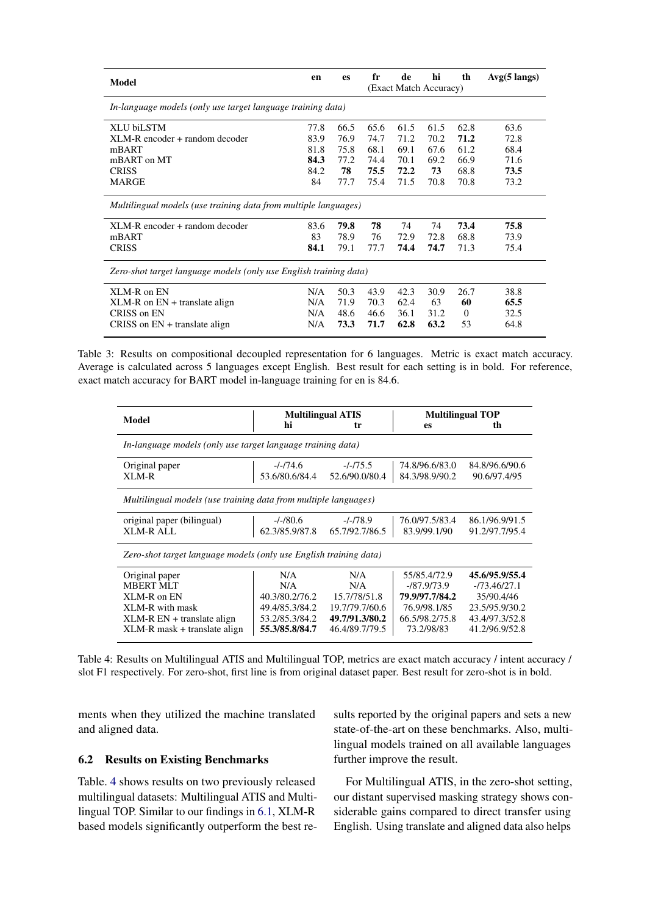| Model | en | es | fr | de | hi | th | Avg(5 langs) |
|---|---|---|---|---|---|---|---|
| | | | (Exact Match Accuracy) | | | | |
| *In-language models (only use target language training data)* | | | | | | | |
| XLU biLSTM | 77.8 | 66.5 | 65.6 | 61.5 | 61.5 | 62.8 | 63.6 |
| XLM-R encoder + random decoder | 83.9 | 76.9 | 74.7 | 71.2 | 70.2 | **71.2** | 72.8 |
| mBART | 81.8 | 75.8 | 68.1 | 69.1 | 67.6 | 61.2 | 68.4 |
| mBART on MT | **84.3** | 77.2 | 74.4 | 70.1 | 69.2 | 66.9 | 71.6 |
| CRISS | 84.2 | **78** | **75.5** | **72.2** | **73** | 68.8 | **73.5** |
| MARGE | 84 | 77.7 | 75.4 | 71.5 | 70.8 | 70.8 | 73.2 |
| *Multilingual models (use training data from multiple languages)* | | | | | | | |
| XLM-R encoder + random decoder | 83.6 | **79.8** | **78** | 74 | 74 | **73.4** | **75.8** |
| mBART | 83 | 78.9 | 76 | 72.9 | 72.8 | 68.8 | 73.9 |
| CRISS | **84.1** | 79.1 | 77.7 | **74.4** | **74.7** | 71.3 | 75.4 |
| *Zero-shot target language models (only use English training data)* | | | | | | | |
| XLM-R on EN | N/A | 50.3 | 43.9 | 42.3 | 30.9 | 26.7 | 38.8 |
| XLM-R on EN + translate align | N/A | 71.9 | 70.3 | 62.4 | 63 | **60** | **65.5** |
| CRISS on EN | N/A | 48.6 | 46.6 | 36.1 | 31.2 | 0 | 32.5 |
| CRISS on EN + translate align | N/A | **73.3** | **71.7** | **62.8** | **63.2** | 53 | 64.8 |

Table 3: Results on compositional decoupled representation for 6 languages. Metric is exact match accuracy. Average is calculated across 5 languages except English. Best result for each setting is in bold. For reference, exact match accuracy for BART model in-language training for en is 84.6.

| Model | Multilingual ATIS | | Multilingual TOP | |
|---|---|---|---|---|
| | hi | tr | es | th |
| *In-language models (only use target language training data)* | | | | |
| Original paper | -/-/74.6 | -/-/75.5 | 74.8/96.6/83.0 | 84.8/96.6/90.6 |
| XLM-R | 53.6/80.6/84.4 | 52.6/90.0/80.4 | 84.3/98.9/90.2 | 90.6/97.4/95 |
| *Multilingual models (use training data from multiple languages)* | | | | |
| original paper (bilingual) | -/-/80.6 | -/-/78.9 | 76.0/97.5/83.4 | 86.1/96.9/91.5 |
| XLM-R ALL | 62.3/85.9/87.8 | 65.7/92.7/86.5 | 83.9/99.1/90 | 91.2/97.7/95.4 |
| *Zero-shot target language models (only use English training data)* | | | | |
| Original paper | N/A | N/A | 55/85.4/72.9 | **45.6/95.9/55.4** |
| MBERT MLT | N/A | N/A | -/87.9/73.9 | -/73.46/27.1 |
| XLM-R on EN | 40.3/80.2/76.2 | 15.7/78/51.8 | **79.9/97.7/84.2** | 35/90.4/46 |
| XLM-R with mask | 49.4/85.3/84.2 | 19.7/79.7/60.6 | 76.9/98.1/85 | 23.5/95.9/30.2 |
| XLM-R EN + translate align | 53.2/85.3/84.2 | **49.7/91.3/80.2** | 66.5/98.2/75.8 | 43.4/97.3/52.8 |
| XLM-R mask + translate align | **55.3/85.8/84.7** | 46.4/89.7/79.5 | 73.2/98/83 | 41.2/96.9/52.8 |

Table 4: Results on Multilingual ATIS and Multilingual TOP, metrics are exact match accuracy / intent accuracy / slot F1 respectively. For zero-shot, first line is from original dataset paper. Best result for zero-shot is in bold.

ments when they utilized the machine translated and aligned data.

### 6.2 Results on Existing Benchmarks

Table. 4 shows results on two previously released multilingual datasets: Multilingual ATIS and Multilingual TOP. Similar to our findings in 6.1, XLM-R based models significantly outperform the best results reported by the original papers and sets a new state-of-the-art on these benchmarks. Also, multilingual models trained on all available languages further improve the result.

For Multilingual ATIS, in the zero-shot setting, our distant supervised masking strategy shows considerable gains compared to direct transfer using English. Using translate and aligned data also helps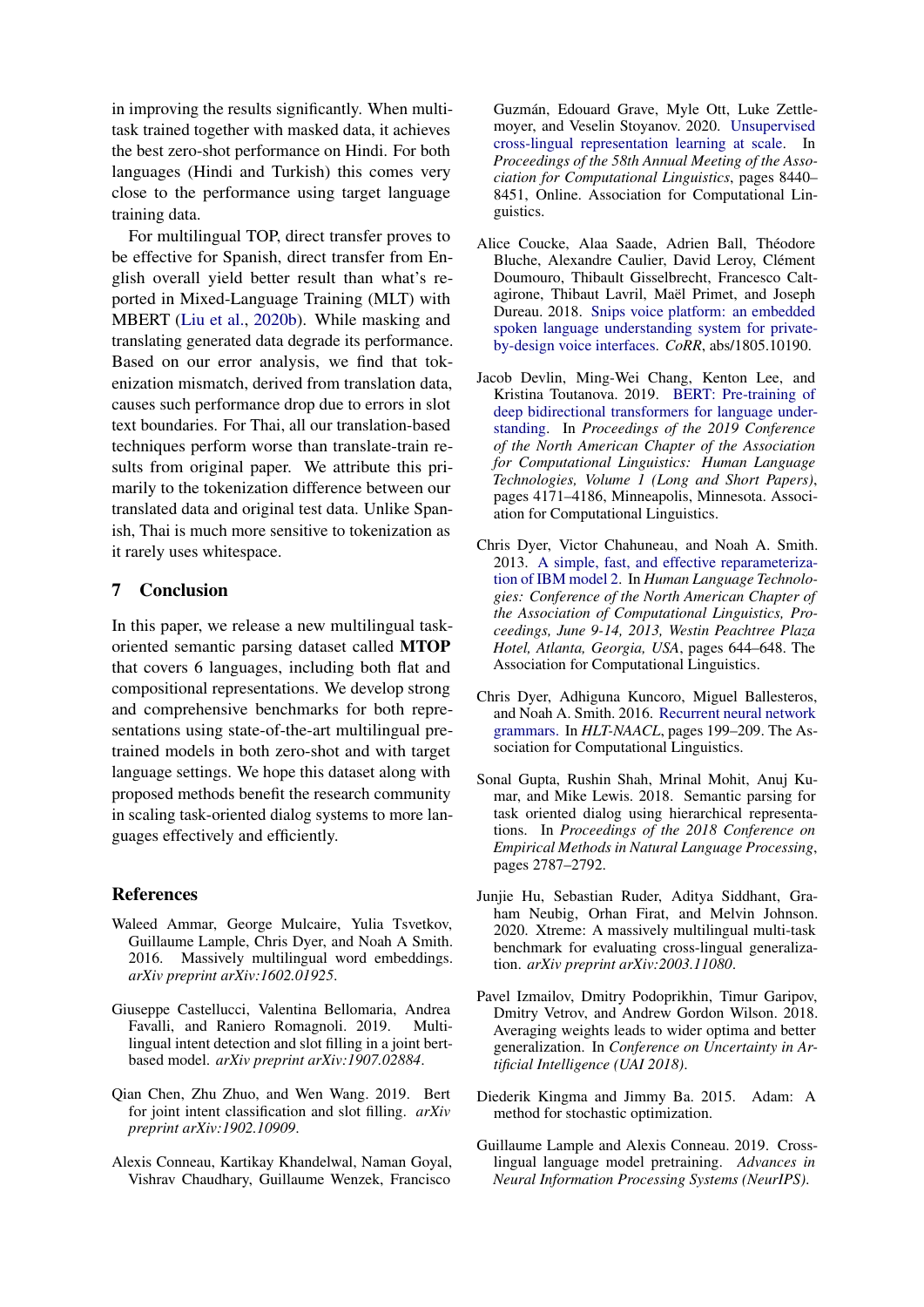in improving the results significantly. When multi-task trained together with masked data, it achieves the best zero-shot performance on Hindi. For both languages (Hindi and Turkish) this comes very close to the performance using target language training data.

For multilingual TOP, direct transfer proves to be effective for Spanish, direct transfer from English overall yield better result than what's reported in Mixed-Language Training (MLT) with MBERT (Liu et al., 2020b). While masking and translating generated data degrade its performance. Based on our error analysis, we find that tokenization mismatch, derived from translation data, causes such performance drop due to errors in slot text boundaries. For Thai, all our translation-based techniques perform worse than translate-train results from original paper. We attribute this primarily to the tokenization difference between our translated data and original test data. Unlike Spanish, Thai is much more sensitive to tokenization as it rarely uses whitespace.

## 7 Conclusion

In this paper, we release a new multilingual task-oriented semantic parsing dataset called **MTOP** that covers 6 languages, including both flat and compositional representations. We develop strong and comprehensive benchmarks for both representations using state-of-the-art multilingual pre-trained models in both zero-shot and with target language settings. We hope this dataset along with proposed methods benefit the research community in scaling task-oriented dialog systems to more languages effectively and efficiently.

## References

Waleed Ammar, George Mulcaire, Yulia Tsvetkov, Guillaume Lample, Chris Dyer, and Noah A Smith. 2016. Massively multilingual word embeddings. *arXiv preprint arXiv:1602.01925*.

Giuseppe Castellucci, Valentina Bellomaria, Andrea Favalli, and Raniero Romagnoli. 2019. Multi-lingual intent detection and slot filling in a joint bert-based model. *arXiv preprint arXiv:1907.02884*.

Qian Chen, Zhu Zhuo, and Wen Wang. 2019. Bert for joint intent classification and slot filling. *arXiv preprint arXiv:1902.10909*.

Alexis Conneau, Kartikay Khandelwal, Naman Goyal, Vishrav Chaudhary, Guillaume Wenzek, Francisco Guzmán, Edouard Grave, Myle Ott, Luke Zettlemoyer, and Veselin Stoyanov. 2020. Unsupervised cross-lingual representation learning at scale. In *Proceedings of the 58th Annual Meeting of the Association for Computational Linguistics*, pages 8440–8451, Online. Association for Computational Linguistics.

Alice Coucke, Alaa Saade, Adrien Ball, Théodore Bluche, Alexandre Caulier, David Leroy, Clément Doumouro, Thibault Gisselbrecht, Francesco Caltagirone, Thibaut Lavril, Maël Primet, and Joseph Dureau. 2018. Snips voice platform: an embedded spoken language understanding system for private-by-design voice interfaces. *CoRR*, abs/1805.10190.

Jacob Devlin, Ming-Wei Chang, Kenton Lee, and Kristina Toutanova. 2019. BERT: Pre-training of deep bidirectional transformers for language understanding. In *Proceedings of the 2019 Conference of the North American Chapter of the Association for Computational Linguistics: Human Language Technologies, Volume 1 (Long and Short Papers)*, pages 4171–4186, Minneapolis, Minnesota. Association for Computational Linguistics.

Chris Dyer, Victor Chahuneau, and Noah A. Smith. 2013. A simple, fast, and effective reparameterization of IBM model 2. In *Human Language Technologies: Conference of the North American Chapter of the Association of Computational Linguistics, Proceedings, June 9-14, 2013, Westin Peachtree Plaza Hotel, Atlanta, Georgia, USA*, pages 644–648. The Association for Computational Linguistics.

Chris Dyer, Adhiguna Kuncoro, Miguel Ballesteros, and Noah A. Smith. 2016. Recurrent neural network grammars. In *HLT-NAACL*, pages 199–209. The Association for Computational Linguistics.

Sonal Gupta, Rushin Shah, Mrinal Mohit, Anuj Kumar, and Mike Lewis. 2018. Semantic parsing for task oriented dialog using hierarchical representations. In *Proceedings of the 2018 Conference on Empirical Methods in Natural Language Processing*, pages 2787–2792.

Junjie Hu, Sebastian Ruder, Aditya Siddhant, Graham Neubig, Orhan Firat, and Melvin Johnson. 2020. Xtreme: A massively multilingual multi-task benchmark for evaluating cross-lingual generalization. *arXiv preprint arXiv:2003.11080*.

Pavel Izmailov, Dmitry Podoprikhin, Timur Garipov, Dmitry Vetrov, and Andrew Gordon Wilson. 2018. Averaging weights leads to wider optima and better generalization. In *Conference on Uncertainty in Artificial Intelligence (UAI 2018)*.

Diederik Kingma and Jimmy Ba. 2015. Adam: A method for stochastic optimization.

Guillaume Lample and Alexis Conneau. 2019. Cross-lingual language model pretraining. *Advances in Neural Information Processing Systems (NeurIPS)*.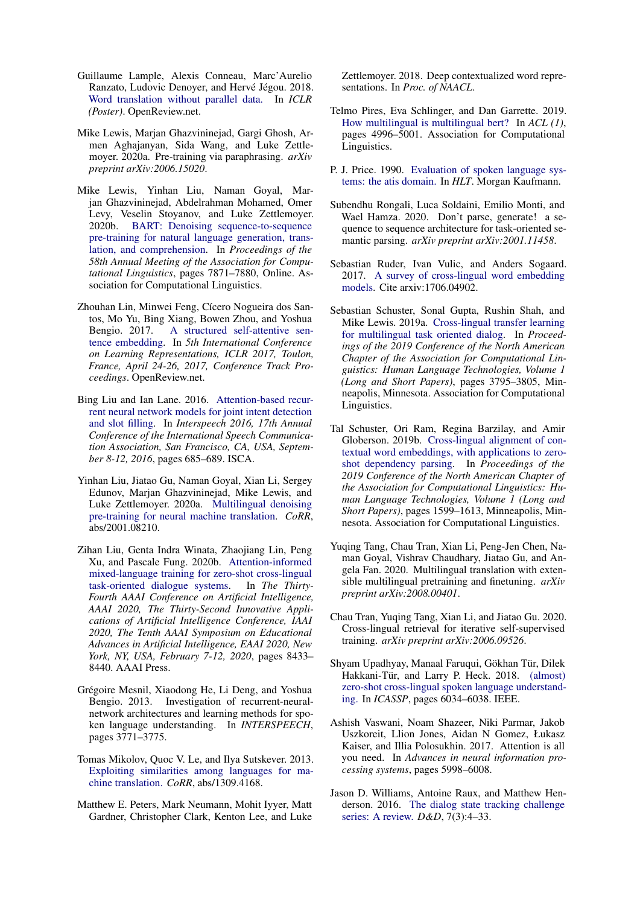Guillaume Lample, Alexis Conneau, Marc'Aurelio Ranzato, Ludovic Denoyer, and Hervé Jégou. 2018. Word translation without parallel data. In *ICLR (Poster)*. OpenReview.net.

Mike Lewis, Marjan Ghazvininejad, Gargi Ghosh, Armen Aghajanyan, Sida Wang, and Luke Zettlemoyer. 2020a. Pre-training via paraphrasing. *arXiv preprint arXiv:2006.15020*.

Mike Lewis, Yinhan Liu, Naman Goyal, Marjan Ghazvininejad, Abdelrahman Mohamed, Omer Levy, Veselin Stoyanov, and Luke Zettlemoyer. 2020b. BART: Denoising sequence-to-sequence pre-training for natural language generation, translation, and comprehension. In *Proceedings of the 58th Annual Meeting of the Association for Computational Linguistics*, pages 7871–7880, Online. Association for Computational Linguistics.

Zhouhan Lin, Minwei Feng, Cícero Nogueira dos Santos, Mo Yu, Bing Xiang, Bowen Zhou, and Yoshua Bengio. 2017. A structured self-attentive sentence embedding. In *5th International Conference on Learning Representations, ICLR 2017, Toulon, France, April 24-26, 2017, Conference Track Proceedings*. OpenReview.net.

Bing Liu and Ian Lane. 2016. Attention-based recurrent neural network models for joint intent detection and slot filling. In *Interspeech 2016, 17th Annual Conference of the International Speech Communication Association, San Francisco, CA, USA, September 8-12, 2016*, pages 685–689. ISCA.

Yinhan Liu, Jiatao Gu, Naman Goyal, Xian Li, Sergey Edunov, Marjan Ghazvininejad, Mike Lewis, and Luke Zettlemoyer. 2020a. Multilingual denoising pre-training for neural machine translation. *CoRR*, abs/2001.08210.

Zihan Liu, Genta Indra Winata, Zhaojiang Lin, Peng Xu, and Pascale Fung. 2020b. Attention-informed mixed-language training for zero-shot cross-lingual task-oriented dialogue systems. In *The Thirty-Fourth AAAI Conference on Artificial Intelligence, AAAI 2020, The Thirty-Second Innovative Applications of Artificial Intelligence Conference, IAAI 2020, The Tenth AAAI Symposium on Educational Advances in Artificial Intelligence, EAAI 2020, New York, NY, USA, February 7-12, 2020*, pages 8433–8440. AAAI Press.

Grégoire Mesnil, Xiaodong He, Li Deng, and Yoshua Bengio. 2013. Investigation of recurrent-neural-network architectures and learning methods for spoken language understanding. In *INTERSPEECH*, pages 3771–3775.

Tomas Mikolov, Quoc V. Le, and Ilya Sutskever. 2013. Exploiting similarities among languages for machine translation. *CoRR*, abs/1309.4168.

Matthew E. Peters, Mark Neumann, Mohit Iyyer, Matt Gardner, Christopher Clark, Kenton Lee, and Luke Zettlemoyer. 2018. Deep contextualized word representations. In *Proc. of NAACL*.

Telmo Pires, Eva Schlinger, and Dan Garrette. 2019. How multilingual is multilingual bert? In *ACL (1)*, pages 4996–5001. Association for Computational Linguistics.

P. J. Price. 1990. Evaluation of spoken language systems: the atis domain. In *HLT*. Morgan Kaufmann.

Subendhu Rongali, Luca Soldaini, Emilio Monti, and Wael Hamza. 2020. Don't parse, generate! a sequence to sequence architecture for task-oriented semantic parsing. *arXiv preprint arXiv:2001.11458*.

Sebastian Ruder, Ivan Vulic, and Anders Sogaard. 2017. A survey of cross-lingual word embedding models. Cite arxiv:1706.04902.

Sebastian Schuster, Sonal Gupta, Rushin Shah, and Mike Lewis. 2019a. Cross-lingual transfer learning for multilingual task oriented dialog. In *Proceedings of the 2019 Conference of the North American Chapter of the Association for Computational Linguistics: Human Language Technologies, Volume 1 (Long and Short Papers)*, pages 3795–3805, Minneapolis, Minnesota. Association for Computational Linguistics.

Tal Schuster, Ori Ram, Regina Barzilay, and Amir Globerson. 2019b. Cross-lingual alignment of contextual word embeddings, with applications to zero-shot dependency parsing. In *Proceedings of the 2019 Conference of the North American Chapter of the Association for Computational Linguistics: Human Language Technologies, Volume 1 (Long and Short Papers)*, pages 1599–1613, Minneapolis, Minnesota. Association for Computational Linguistics.

Yuqing Tang, Chau Tran, Xian Li, Peng-Jen Chen, Naman Goyal, Vishrav Chaudhary, Jiatao Gu, and Angela Fan. 2020. Multilingual translation with extensible multilingual pretraining and finetuning. *arXiv preprint arXiv:2008.00401*.

Chau Tran, Yuqing Tang, Xian Li, and Jiatao Gu. 2020. Cross-lingual retrieval for iterative self-supervised training. *arXiv preprint arXiv:2006.09526*.

Shyam Upadhyay, Manaal Faruqui, Gökhan Tür, Dilek Hakkani-Tür, and Larry P. Heck. 2018. (almost) zero-shot cross-lingual spoken language understanding. In *ICASSP*, pages 6034–6038. IEEE.

Ashish Vaswani, Noam Shazeer, Niki Parmar, Jakob Uszkoreit, Llion Jones, Aidan N Gomez, Łukasz Kaiser, and Illia Polosukhin. 2017. Attention is all you need. In *Advances in neural information processing systems*, pages 5998–6008.

Jason D. Williams, Antoine Raux, and Matthew Henderson. 2016. The dialog state tracking challenge series: A review. *D&D*, 7(3):4–33.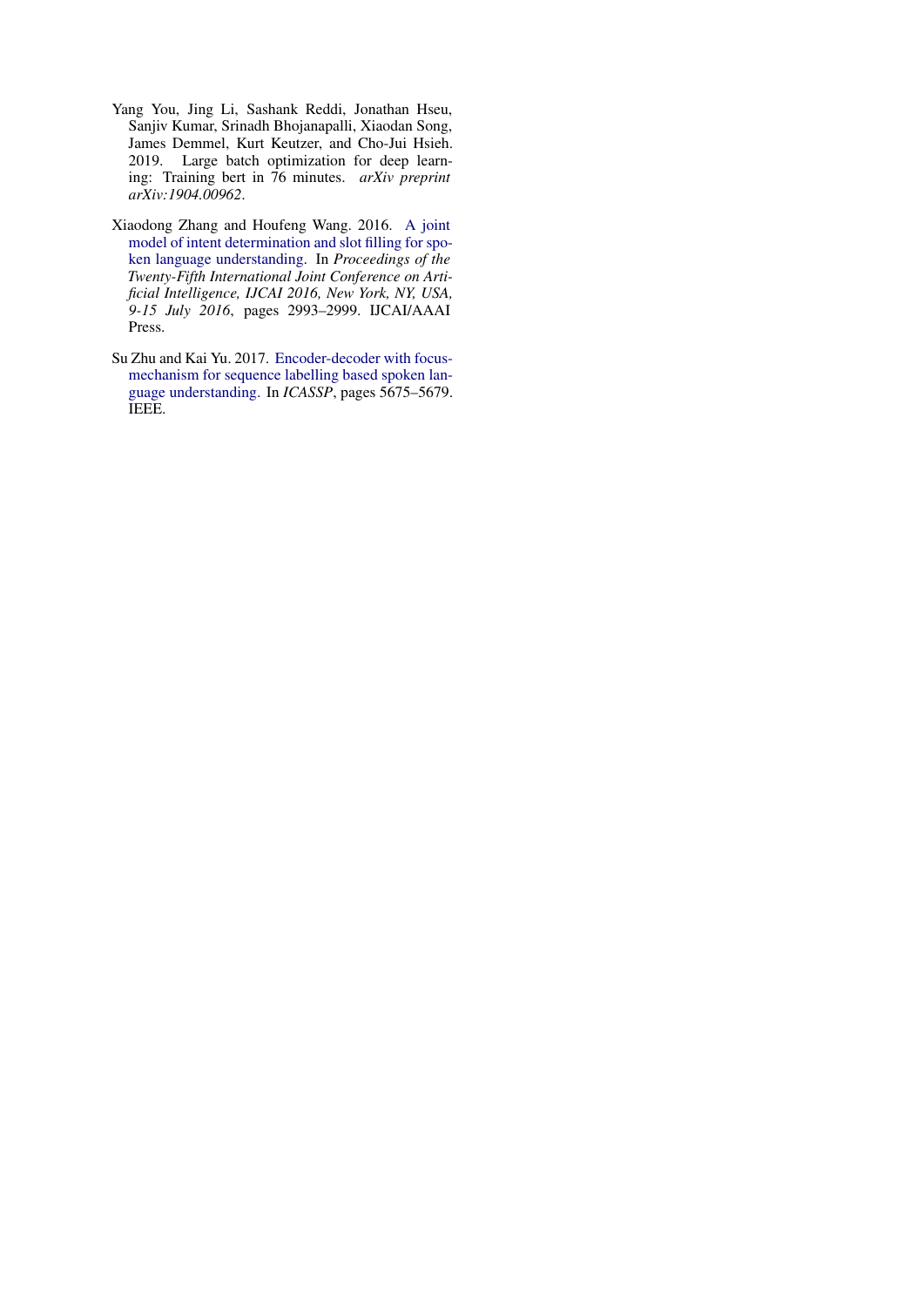Yang You, Jing Li, Sashank Reddi, Jonathan Hseu, Sanjiv Kumar, Srinadh Bhojanapalli, Xiaodan Song, James Demmel, Kurt Keutzer, and Cho-Jui Hsieh. 2019. Large batch optimization for deep learning: Training bert in 76 minutes. *arXiv preprint arXiv:1904.00962*.

Xiaodong Zhang and Houfeng Wang. 2016. A joint model of intent determination and slot filling for spoken language understanding. In *Proceedings of the Twenty-Fifth International Joint Conference on Artificial Intelligence, IJCAI 2016, New York, NY, USA, 9-15 July 2016*, pages 2993–2999. IJCAI/AAAI Press.

Su Zhu and Kai Yu. 2017. Encoder-decoder with focus-mechanism for sequence labelling based spoken language understanding. In *ICASSP*, pages 5675–5679. IEEE.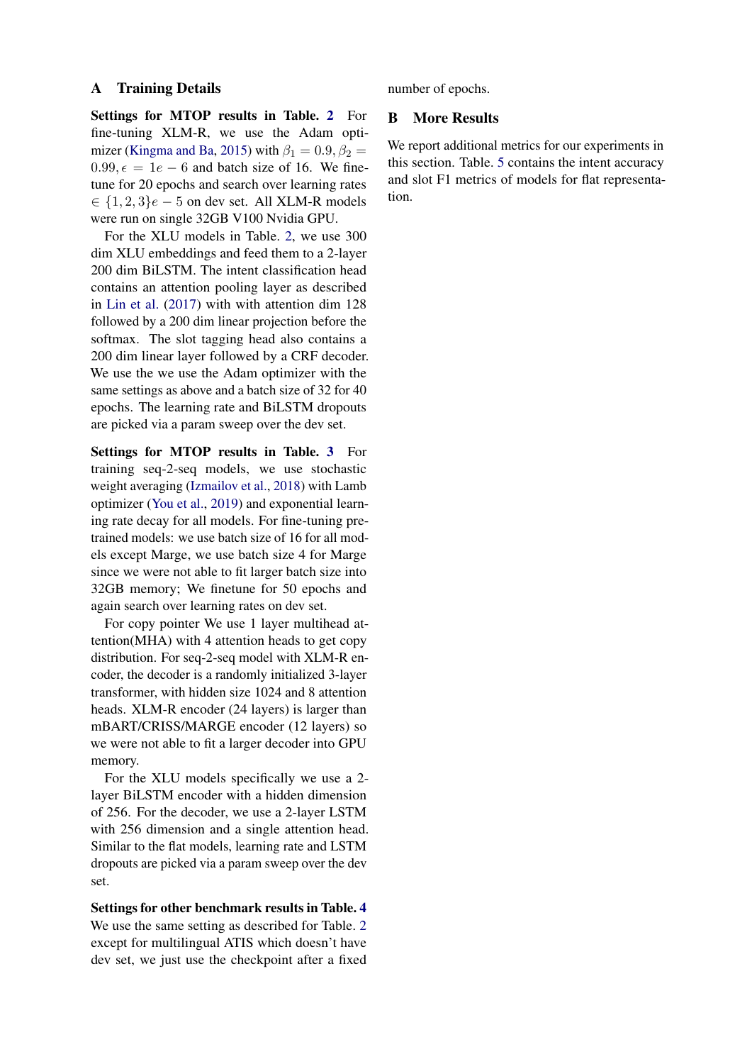## A Training Details

**Settings for MTOP results in Table. 2** For fine-tuning XLM-R, we use the Adam optimizer (Kingma and Ba, 2015) with $\beta_1 = 0.9, \beta_2 = 0.99, \epsilon = 1e-6$ and batch size of 16. We fine-tune for 20 epochs and search over learning rates $\in \{1, 2, 3\}e-5$ on dev set. All XLM-R models were run on single 32GB V100 Nvidia GPU.

For the XLU models in Table. 2, we use 300 dim XLU embeddings and feed them to a 2-layer 200 dim BiLSTM. The intent classification head contains an attention pooling layer as described in Lin et al. (2017) with with attention dim 128 followed by a 200 dim linear projection before the softmax. The slot tagging head also contains a 200 dim linear layer followed by a CRF decoder. We use the we use the Adam optimizer with the same settings as above and a batch size of 32 for 40 epochs. The learning rate and BiLSTM dropouts are picked via a param sweep over the dev set.

**Settings for MTOP results in Table. 3** For training seq-2-seq models, we use stochastic weight averaging (Izmailov et al., 2018) with Lamb optimizer (You et al., 2019) and exponential learning rate decay for all models. For fine-tuning pre-trained models: we use batch size of 16 for all models except Marge, we use batch size 4 for Marge since we were not able to fit larger batch size into 32GB memory; We finetune for 50 epochs and again search over learning rates on dev set.

For copy pointer We use 1 layer multihead attention(MHA) with 4 attention heads to get copy distribution. For seq-2-seq model with XLM-R encoder, the decoder is a randomly initialized 3-layer transformer, with hidden size 1024 and 8 attention heads. XLM-R encoder (24 layers) is larger than mBART/CRISS/MARGE encoder (12 layers) so we were not able to fit a larger decoder into GPU memory.

For the XLU models specifically we use a 2-layer BiLSTM encoder with a hidden dimension of 256. For the decoder, we use a 2-layer LSTM with 256 dimension and a single attention head. Similar to the flat models, learning rate and LSTM dropouts are picked via a param sweep over the dev set.

**Settings for other benchmark results in Table. 4** We use the same setting as described for Table. 2 except for multilingual ATIS which doesn't have dev set, we just use the checkpoint after a fixed number of epochs.

## B More Results

We report additional metrics for our experiments in this section. Table. 5 contains the intent accuracy and slot F1 metrics of models for flat representation.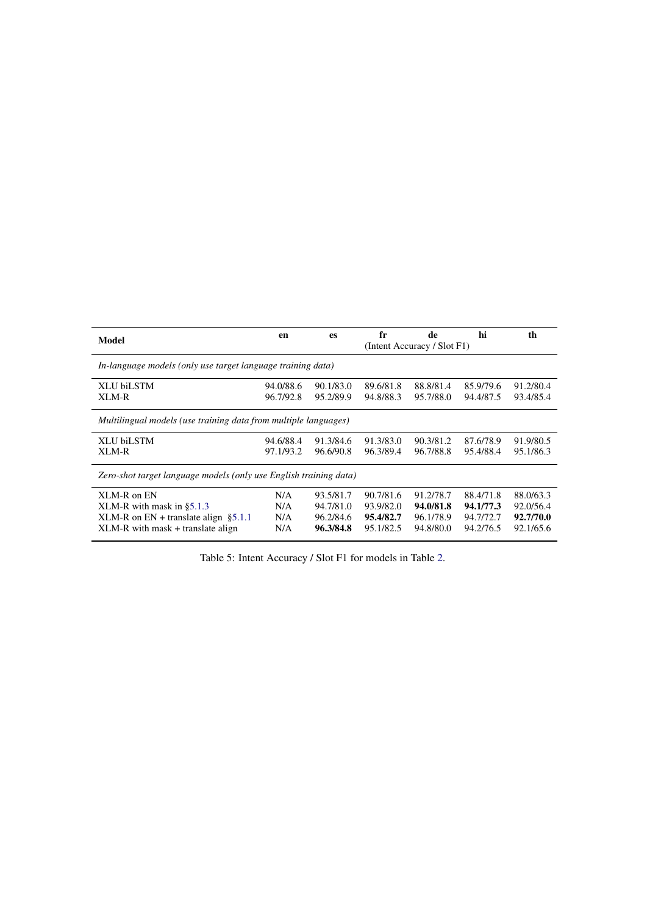| Model | en | es | fr | de | hi | th |
|---|---|---|---|---|---|---|
| | | | (Intent Accuracy / Slot F1) | | | |
| *In-language models (only use target language training data)* | | | | | | |
| XLU biLSTM | 94.0/88.6 | 90.1/83.0 | 89.6/81.8 | 88.8/81.4 | 85.9/79.6 | 91.2/80.4 |
| XLM-R | 96.7/92.8 | 95.2/89.9 | 94.8/88.3 | 95.7/88.0 | 94.4/87.5 | 93.4/85.4 |
| *Multilingual models (use training data from multiple languages)* | | | | | | |
| XLU biLSTM | 94.6/88.4 | 91.3/84.6 | 91.3/83.0 | 90.3/81.2 | 87.6/78.9 | 91.9/80.5 |
| XLM-R | 97.1/93.2 | 96.6/90.8 | 96.3/89.4 | 96.7/88.8 | 95.4/88.4 | 95.1/86.3 |
| *Zero-shot target language models (only use English training data)* | | | | | | |
| XLM-R on EN | N/A | 93.5/81.7 | 90.7/81.6 | 91.2/78.7 | 88.4/71.8 | 88.0/63.3 |
| XLM-R with mask in §5.1.3 | N/A | 94.7/81.0 | 93.9/82.0 | **94.0/81.8** | **94.1/77.3** | 92.0/56.4 |
| XLM-R on EN + translate align §5.1.1 | N/A | 96.2/84.6 | **95.4/82.7** | 96.1/78.9 | 94.7/72.7 | **92.7/70.0** |
| XLM-R with mask + translate align | N/A | **96.3/84.8** | 95.1/82.5 | 94.8/80.0 | 94.2/76.5 | 92.1/65.6 |

Table 5: Intent Accuracy / Slot F1 for models in Table 2.